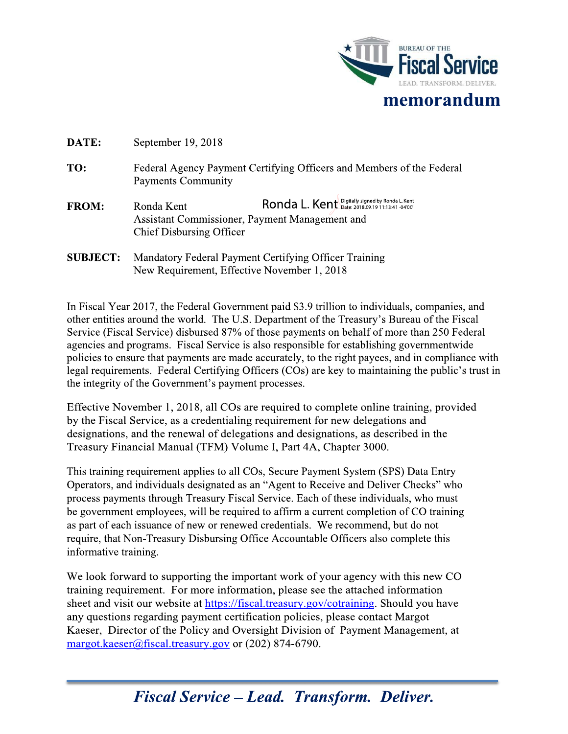BUREAU OF THE **Fiscal Service**
LEAD. TRANSFORM. DELIVER.

# memorandum

**DATE:** September 19, 2018

**TO:** Federal Agency Payment Certifying Officers and Members of the Federal Payments Community

**FROM:** Ronda Kent
Ronda L. Kent Digitally signed by Ronda L Kent Date: 2018.09.19 11:13:41 -04'00'
Assistant Commissioner, Payment Management and Chief Disbursing Officer

**SUBJECT:** Mandatory Federal Payment Certifying Officer Training
New Requirement, Effective November 1, 2018

In Fiscal Year 2017, the Federal Government paid $3.9 trillion to individuals, companies, and other entities around the world. The U.S. Department of the Treasury's Bureau of the Fiscal Service (Fiscal Service) disbursed 87% of those payments on behalf of more than 250 Federal agencies and programs. Fiscal Service is also responsible for establishing governmentwide policies to ensure that payments are made accurately, to the right payees, and in compliance with legal requirements. Federal Certifying Officers (COs) are key to maintaining the public's trust in the integrity of the Government's payment processes.

Effective November 1, 2018, all COs are required to complete online training, provided by the Fiscal Service, as a credentialing requirement for new delegations and designations, and the renewal of delegations and designations, as described in the Treasury Financial Manual (TFM) Volume I, Part 4A, Chapter 3000.

This training requirement applies to all COs, Secure Payment System (SPS) Data Entry Operators, and individuals designated as an "Agent to Receive and Deliver Checks" who process payments through Treasury Fiscal Service. Each of these individuals, who must be government employees, will be required to affirm a current completion of CO training as part of each issuance of new or renewed credentials. We recommend, but do not require, that Non-Treasury Disbursing Office Accountable Officers also complete this informative training.

We look forward to supporting the important work of your agency with this new CO training requirement. For more information, please see the attached information sheet and visit our website at https://fiscal.treasury.gov/cotraining. Should you have any questions regarding payment certification policies, please contact Margot Kaeser, Director of the Policy and Oversight Division of Payment Management, at margot.kaeser@fiscal.treasury.gov or (202) 874-6790.

*Fiscal Service – Lead. Transform. Deliver.*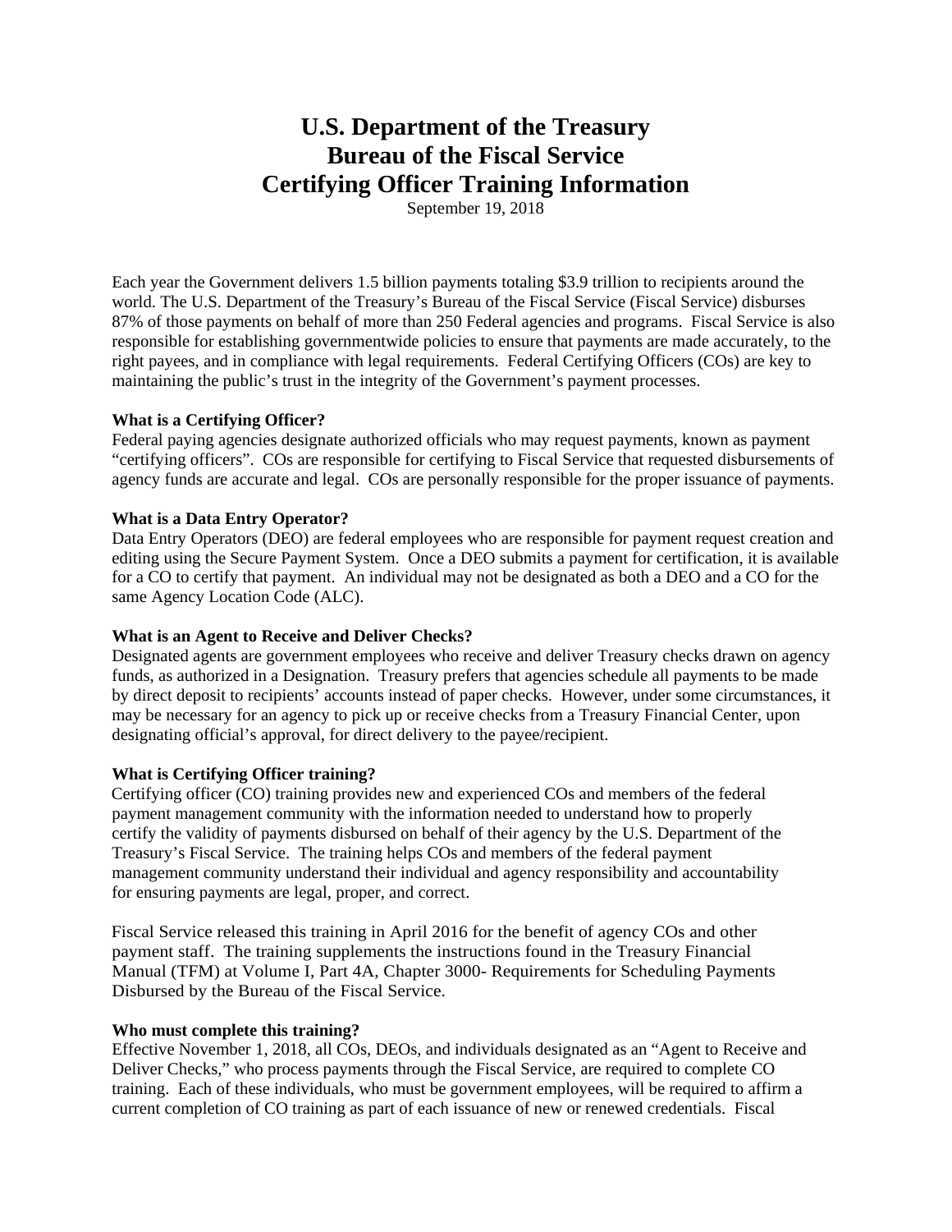# U.S. Department of the Treasury
# Bureau of the Fiscal Service
# Certifying Officer Training Information

September 19, 2018

Each year the Government delivers 1.5 billion payments totaling $3.9 trillion to recipients around the world. The U.S. Department of the Treasury's Bureau of the Fiscal Service (Fiscal Service) disburses 87% of those payments on behalf of more than 250 Federal agencies and programs. Fiscal Service is also responsible for establishing governmentwide policies to ensure that payments are made accurately, to the right payees, and in compliance with legal requirements. Federal Certifying Officers (COs) are key to maintaining the public's trust in the integrity of the Government's payment processes.

**What is a Certifying Officer?**

Federal paying agencies designate authorized officials who may request payments, known as payment "certifying officers". COs are responsible for certifying to Fiscal Service that requested disbursements of agency funds are accurate and legal. COs are personally responsible for the proper issuance of payments.

**What is a Data Entry Operator?**

Data Entry Operators (DEO) are federal employees who are responsible for payment request creation and editing using the Secure Payment System. Once a DEO submits a payment for certification, it is available for a CO to certify that payment. An individual may not be designated as both a DEO and a CO for the same Agency Location Code (ALC).

**What is an Agent to Receive and Deliver Checks?**

Designated agents are government employees who receive and deliver Treasury checks drawn on agency funds, as authorized in a Designation. Treasury prefers that agencies schedule all payments to be made by direct deposit to recipients' accounts instead of paper checks. However, under some circumstances, it may be necessary for an agency to pick up or receive checks from a Treasury Financial Center, upon designating official's approval, for direct delivery to the payee/recipient.

**What is Certifying Officer training?**

Certifying officer (CO) training provides new and experienced COs and members of the federal payment management community with the information needed to understand how to properly certify the validity of payments disbursed on behalf of their agency by the U.S. Department of the Treasury's Fiscal Service. The training helps COs and members of the federal payment management community understand their individual and agency responsibility and accountability for ensuring payments are legal, proper, and correct.

Fiscal Service released this training in April 2016 for the benefit of agency COs and other payment staff. The training supplements the instructions found in the Treasury Financial Manual (TFM) at Volume I, Part 4A, Chapter 3000- Requirements for Scheduling Payments Disbursed by the Bureau of the Fiscal Service.

**Who must complete this training?**

Effective November 1, 2018, all COs, DEOs, and individuals designated as an "Agent to Receive and Deliver Checks," who process payments through the Fiscal Service, are required to complete CO training. Each of these individuals, who must be government employees, will be required to affirm a current completion of CO training as part of each issuance of new or renewed credentials. Fiscal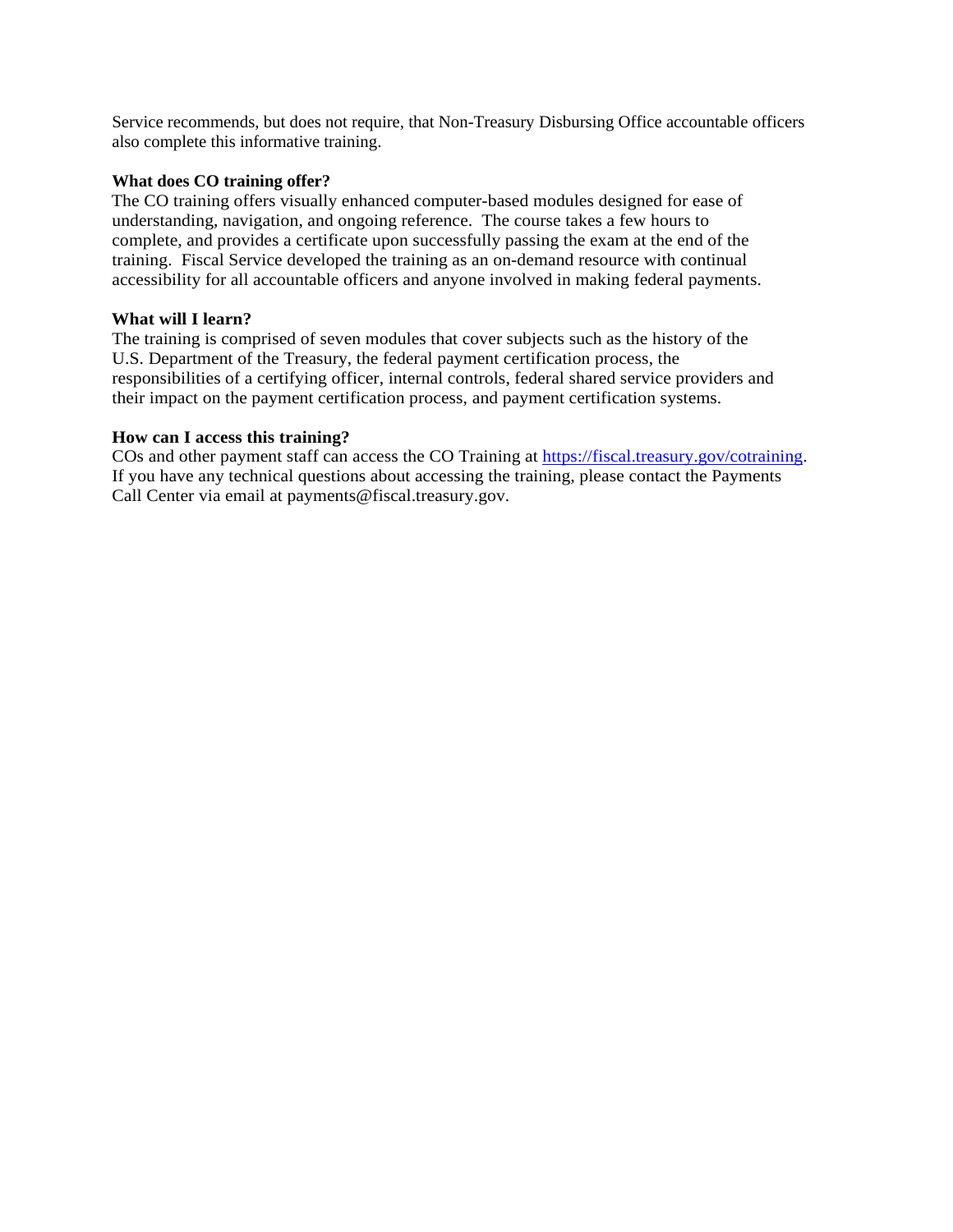Service recommends, but does not require, that Non-Treasury Disbursing Office accountable officers also complete this informative training.

**What does CO training offer?**

The CO training offers visually enhanced computer-based modules designed for ease of understanding, navigation, and ongoing reference. The course takes a few hours to complete, and provides a certificate upon successfully passing the exam at the end of the training. Fiscal Service developed the training as an on-demand resource with continual accessibility for all accountable officers and anyone involved in making federal payments.

**What will I learn?**

The training is comprised of seven modules that cover subjects such as the history of the U.S. Department of the Treasury, the federal payment certification process, the responsibilities of a certifying officer, internal controls, federal shared service providers and their impact on the payment certification process, and payment certification systems.

**How can I access this training?**

COs and other payment staff can access the CO Training at [https://fiscal.treasury.gov/cotraining](https://fiscal.treasury.gov/cotraining). If you have any technical questions about accessing the training, please contact the Payments Call Center via email at payments@fiscal.treasury.gov.